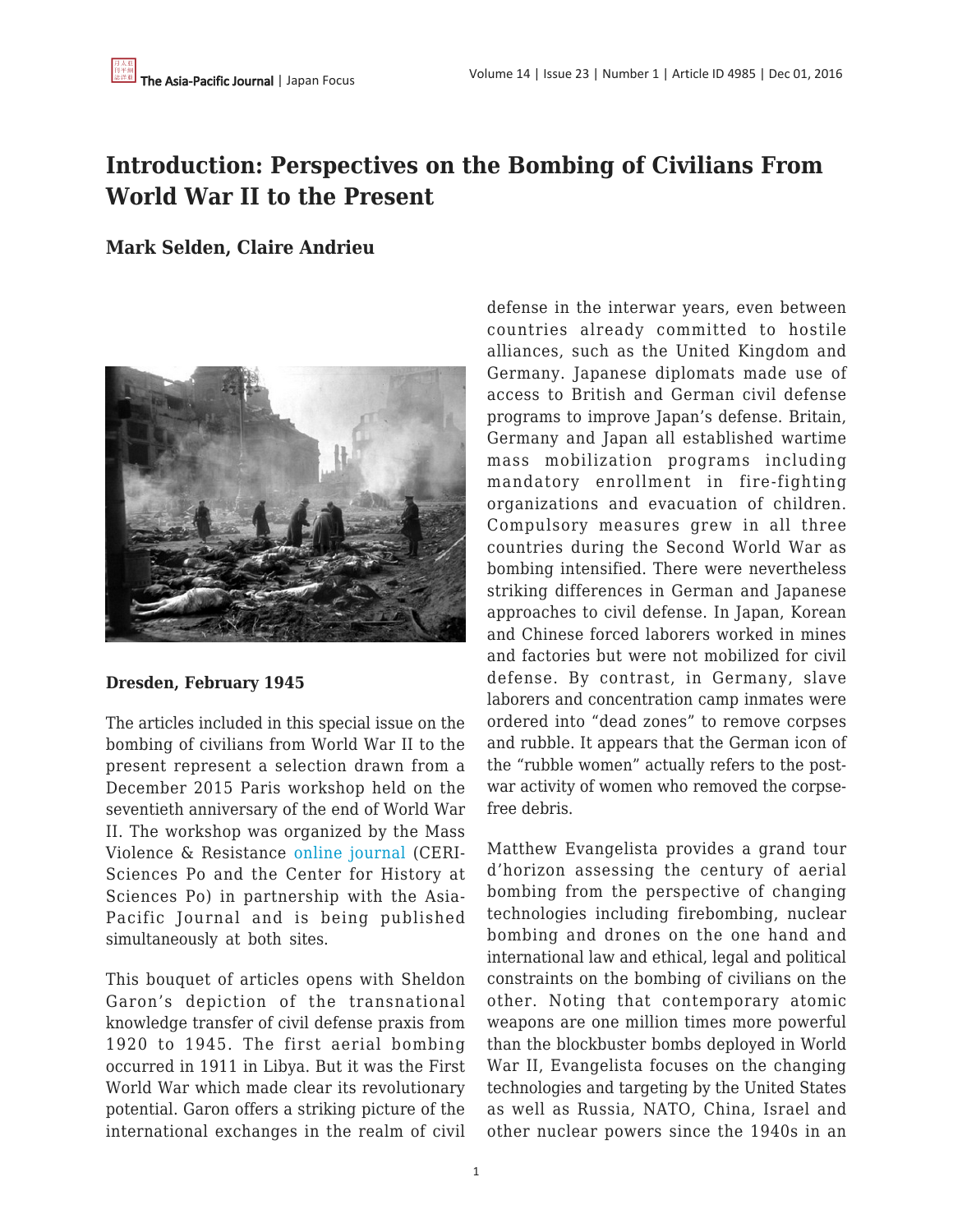# Introduction: Perspectives on the Bombing of Civilians From World War II to the Present

**Mark Selden, Claire Andrieu**

**Dresden, February 1945**

The articles included in this special issue on the bombing of civilians from World War II to the present represent a selection drawn from a December 2015 Paris workshop held on the seventieth anniversary of the end of World War II. The workshop was organized by the Mass Violence & Resistance online journal (CERI-Sciences Po and the Center for History at Sciences Po) in partnership with the Asia-Pacific Journal and is being published simultaneously at both sites.

This bouquet of articles opens with Sheldon Garon's depiction of the transnational knowledge transfer of civil defense praxis from 1920 to 1945. The first aerial bombing occurred in 1911 in Libya. But it was the First World War which made clear its revolutionary potential. Garon offers a striking picture of the international exchanges in the realm of civil defense in the interwar years, even between countries already committed to hostile alliances, such as the United Kingdom and Germany. Japanese diplomats made use of access to British and German civil defense programs to improve Japan's defense. Britain, Germany and Japan all established wartime mass mobilization programs including mandatory enrollment in fire-fighting organizations and evacuation of children. Compulsory measures grew in all three countries during the Second World War as bombing intensified. There were nevertheless striking differences in German and Japanese approaches to civil defense. In Japan, Korean and Chinese forced laborers worked in mines and factories but were not mobilized for civil defense. By contrast, in Germany, slave laborers and concentration camp inmates were ordered into "dead zones" to remove corpses and rubble. It appears that the German icon of the "rubble women" actually refers to the post-war activity of women who removed the corpse-free debris.

Matthew Evangelista provides a grand tour d'horizon assessing the century of aerial bombing from the perspective of changing technologies including firebombing, nuclear bombing and drones on the one hand and international law and ethical, legal and political constraints on the bombing of civilians on the other. Noting that contemporary atomic weapons are one million times more powerful than the blockbuster bombs deployed in World War II, Evangelista focuses on the changing technologies and targeting by the United States as well as Russia, NATO, China, Israel and other nuclear powers since the 1940s in an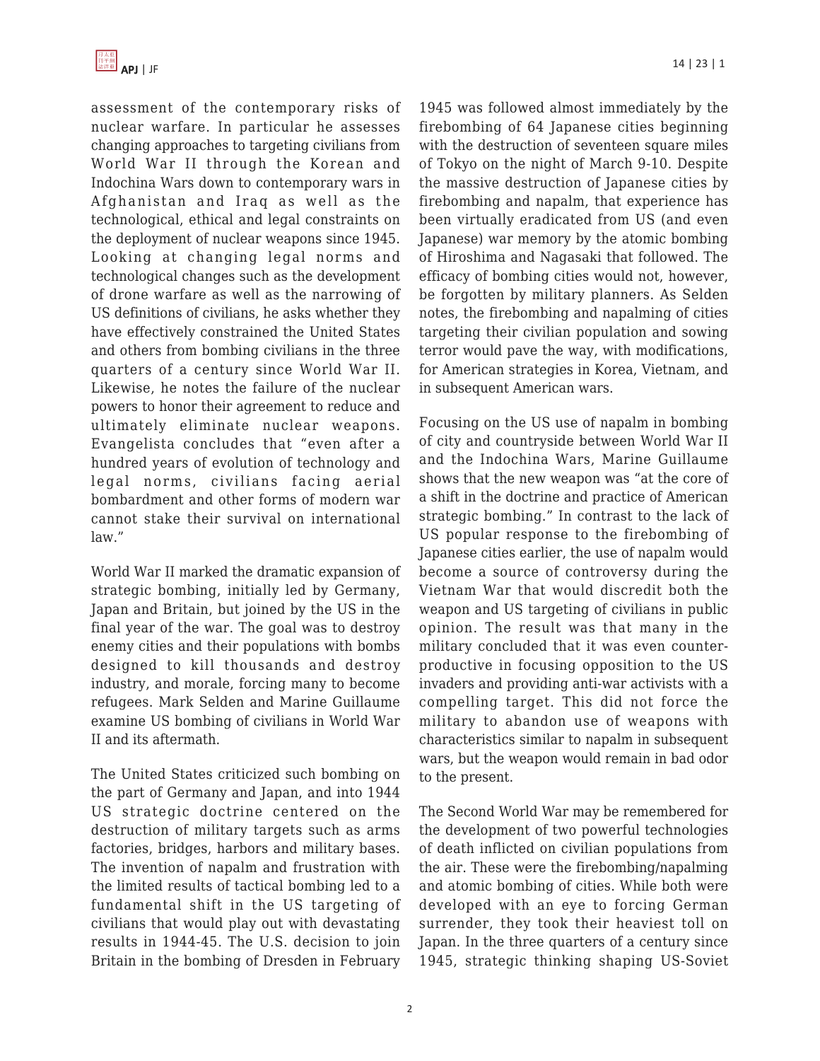assessment of the contemporary risks of nuclear warfare. In particular he assesses changing approaches to targeting civilians from World War II through the Korean and Indochina Wars down to contemporary wars in Afghanistan and Iraq as well as the technological, ethical and legal constraints on the deployment of nuclear weapons since 1945. Looking at changing legal norms and technological changes such as the development of drone warfare as well as the narrowing of US definitions of civilians, he asks whether they have effectively constrained the United States and others from bombing civilians in the three quarters of a century since World War II. Likewise, he notes the failure of the nuclear powers to honor their agreement to reduce and ultimately eliminate nuclear weapons. Evangelista concludes that "even after a hundred years of evolution of technology and legal norms, civilians facing aerial bombardment and other forms of modern war cannot stake their survival on international law."

World War II marked the dramatic expansion of strategic bombing, initially led by Germany, Japan and Britain, but joined by the US in the final year of the war. The goal was to destroy enemy cities and their populations with bombs designed to kill thousands and destroy industry, and morale, forcing many to become refugees. Mark Selden and Marine Guillaume examine US bombing of civilians in World War II and its aftermath.

The United States criticized such bombing on the part of Germany and Japan, and into 1944 US strategic doctrine centered on the destruction of military targets such as arms factories, bridges, harbors and military bases. The invention of napalm and frustration with the limited results of tactical bombing led to a fundamental shift in the US targeting of civilians that would play out with devastating results in 1944-45. The U.S. decision to join Britain in the bombing of Dresden in February 1945 was followed almost immediately by the firebombing of 64 Japanese cities beginning with the destruction of seventeen square miles of Tokyo on the night of March 9-10. Despite the massive destruction of Japanese cities by firebombing and napalm, that experience has been virtually eradicated from US (and even Japanese) war memory by the atomic bombing of Hiroshima and Nagasaki that followed. The efficacy of bombing cities would not, however, be forgotten by military planners. As Selden notes, the firebombing and napalming of cities targeting their civilian population and sowing terror would pave the way, with modifications, for American strategies in Korea, Vietnam, and in subsequent American wars.

Focusing on the US use of napalm in bombing of city and countryside between World War II and the Indochina Wars, Marine Guillaume shows that the new weapon was "at the core of a shift in the doctrine and practice of American strategic bombing." In contrast to the lack of US popular response to the firebombing of Japanese cities earlier, the use of napalm would become a source of controversy during the Vietnam War that would discredit both the weapon and US targeting of civilians in public opinion. The result was that many in the military concluded that it was even counter-productive in focusing opposition to the US invaders and providing anti-war activists with a compelling target. This did not force the military to abandon use of weapons with characteristics similar to napalm in subsequent wars, but the weapon would remain in bad odor to the present.

The Second World War may be remembered for the development of two powerful technologies of death inflicted on civilian populations from the air. These were the firebombing/napalming and atomic bombing of cities. While both were developed with an eye to forcing German surrender, they took their heaviest toll on Japan. In the three quarters of a century since 1945, strategic thinking shaping US-Soviet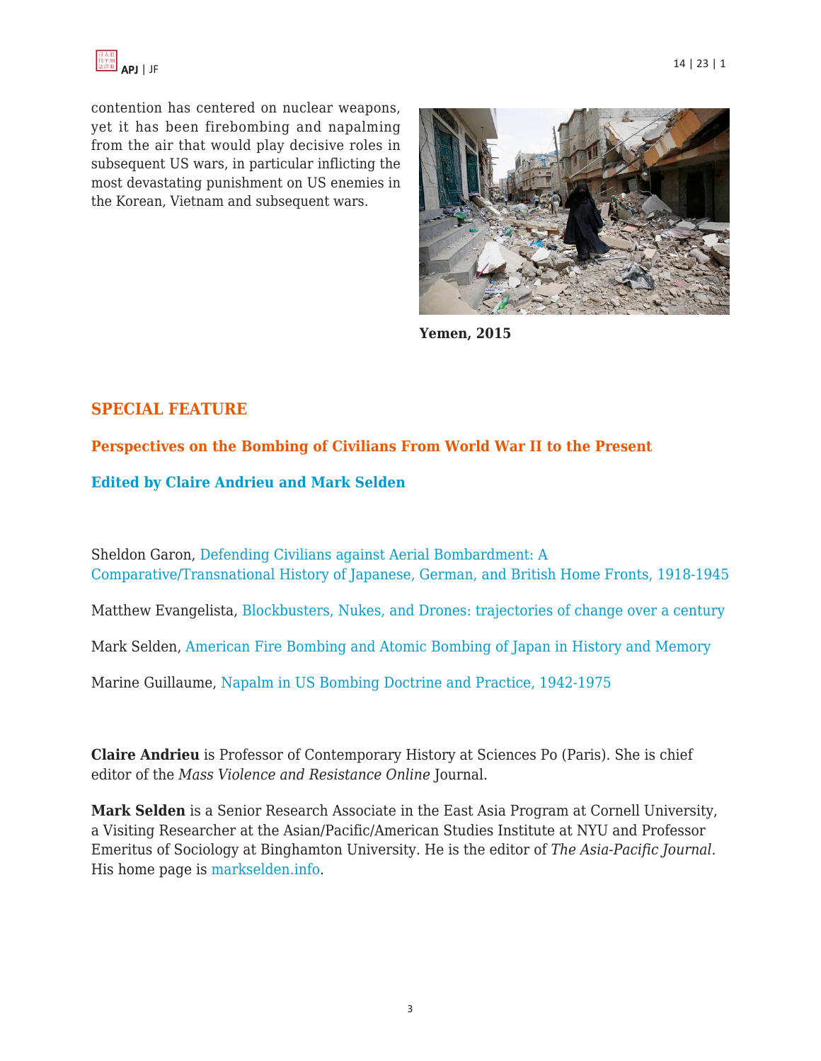contention has centered on nuclear weapons, yet it has been firebombing and napalming from the air that would play decisive roles in subsequent US wars, in particular inflicting the most devastating punishment on US enemies in the Korean, Vietnam and subsequent wars.

**Yemen, 2015**

## SPECIAL FEATURE

### Perspectives on the Bombing of Civilians From World War II to the Present

**Edited by Claire Andrieu and Mark Selden**

Sheldon Garon, Defending Civilians against Aerial Bombardment: A Comparative/Transnational History of Japanese, German, and British Home Fronts, 1918-1945

Matthew Evangelista, Blockbusters, Nukes, and Drones: trajectories of change over a century

Mark Selden, American Fire Bombing and Atomic Bombing of Japan in History and Memory

Marine Guillaume, Napalm in US Bombing Doctrine and Practice, 1942-1975

**Claire Andrieu** is Professor of Contemporary History at Sciences Po (Paris). She is chief editor of the *Mass Violence and Resistance Online* Journal.

**Mark Selden** is a Senior Research Associate in the East Asia Program at Cornell University, a Visiting Researcher at the Asian/Pacific/American Studies Institute at NYU and Professor Emeritus of Sociology at Binghamton University. He is the editor of *The Asia-Pacific Journal*. His home page is markselden.info.